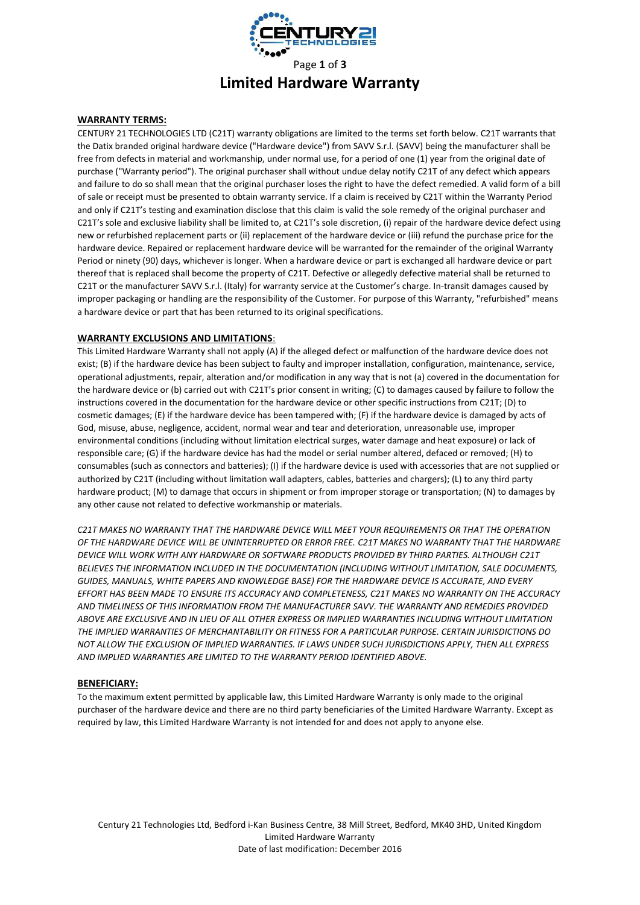# Limited Hardware Warranty

## WARRANTY TERMS:

CENTURY 21 TECHNOLOGIES LTD (C21T) warranty obligations are limited to the terms set forth below. C21T warrants that the Datix branded original hardware device ("Hardware device") from SAVV S.r.l. (SAVV) being the manufacturer shall be free from defects in material and workmanship, under normal use, for a period of one (1) year from the original date of purchase ("Warranty period"). The original purchaser shall without undue delay notify C21T of any defect which appears and failure to do so shall mean that the original purchaser loses the right to have the defect remedied. A valid form of a bill of sale or receipt must be presented to obtain warranty service. If a claim is received by C21T within the Warranty Period and only if C21T's testing and examination disclose that this claim is valid the sole remedy of the original purchaser and C21T's sole and exclusive liability shall be limited to, at C21T's sole discretion, (i) repair of the hardware device defect using new or refurbished replacement parts or (ii) replacement of the hardware device or (iii) refund the purchase price for the hardware device. Repaired or replacement hardware device will be warranted for the remainder of the original Warranty Period or ninety (90) days, whichever is longer. When a hardware device or part is exchanged all hardware device or part thereof that is replaced shall become the property of C21T. Defective or allegedly defective material shall be returned to C21T or the manufacturer SAVV S.r.l. (Italy) for warranty service at the Customer's charge. In-transit damages caused by improper packaging or handling are the responsibility of the Customer. For purpose of this Warranty, "refurbished" means a hardware device or part that has been returned to its original specifications.

## WARRANTY EXCLUSIONS AND LIMITATIONS:

This Limited Hardware Warranty shall not apply (A) if the alleged defect or malfunction of the hardware device does not exist; (B) if the hardware device has been subject to faulty and improper installation, configuration, maintenance, service, operational adjustments, repair, alteration and/or modification in any way that is not (a) covered in the documentation for the hardware device or (b) carried out with C21T's prior consent in writing; (C) to damages caused by failure to follow the instructions covered in the documentation for the hardware device or other specific instructions from C21T; (D) to cosmetic damages; (E) if the hardware device has been tampered with; (F) if the hardware device is damaged by acts of God, misuse, abuse, negligence, accident, normal wear and tear and deterioration, unreasonable use, improper environmental conditions (including without limitation electrical surges, water damage and heat exposure) or lack of responsible care; (G) if the hardware device has had the model or serial number altered, defaced or removed; (H) to consumables (such as connectors and batteries); (I) if the hardware device is used with accessories that are not supplied or authorized by C21T (including without limitation wall adapters, cables, batteries and chargers); (L) to any third party hardware product; (M) to damage that occurs in shipment or from improper storage or transportation; (N) to damages by any other cause not related to defective workmanship or materials.

*C21T MAKES NO WARRANTY THAT THE HARDWARE DEVICE WILL MEET YOUR REQUIREMENTS OR THAT THE OPERATION OF THE HARDWARE DEVICE WILL BE UNINTERRUPTED OR ERROR FREE. C21T MAKES NO WARRANTY THAT THE HARDWARE DEVICE WILL WORK WITH ANY HARDWARE OR SOFTWARE PRODUCTS PROVIDED BY THIRD PARTIES. ALTHOUGH C21T BELIEVES THE INFORMATION INCLUDED IN THE DOCUMENTATION (INCLUDING WITHOUT LIMITATION, SALE DOCUMENTS, GUIDES, MANUALS, WHITE PAPERS AND KNOWLEDGE BASE) FOR THE HARDWARE DEVICE IS ACCURATE, AND EVERY EFFORT HAS BEEN MADE TO ENSURE ITS ACCURACY AND COMPLETENESS, C21T MAKES NO WARRANTY ON THE ACCURACY AND TIMELINESS OF THIS INFORMATION FROM THE MANUFACTURER SAVV. THE WARRANTY AND REMEDIES PROVIDED ABOVE ARE EXCLUSIVE AND IN LIEU OF ALL OTHER EXPRESS OR IMPLIED WARRANTIES INCLUDING WITHOUT LIMITATION THE IMPLIED WARRANTIES OF MERCHANTABILITY OR FITNESS FOR A PARTICULAR PURPOSE. CERTAIN JURISDICTIONS DO NOT ALLOW THE EXCLUSION OF IMPLIED WARRANTIES. IF LAWS UNDER SUCH JURISDICTIONS APPLY, THEN ALL EXPRESS AND IMPLIED WARRANTIES ARE LIMITED TO THE WARRANTY PERIOD IDENTIFIED ABOVE.*

## BENEFICIARY:

To the maximum extent permitted by applicable law, this Limited Hardware Warranty is only made to the original purchaser of the hardware device and there are no third party beneficiaries of the Limited Hardware Warranty. Except as required by law, this Limited Hardware Warranty is not intended for and does not apply to anyone else.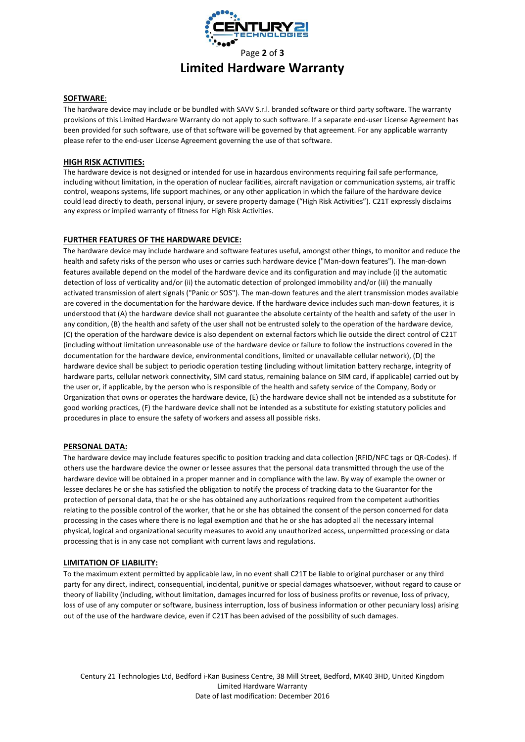# Limited Hardware Warranty

**SOFTWARE**:

The hardware device may include or be bundled with SAVV S.r.l. branded software or third party software. The warranty provisions of this Limited Hardware Warranty do not apply to such software. If a separate end-user License Agreement has been provided for such software, use of that software will be governed by that agreement. For any applicable warranty please refer to the end-user License Agreement governing the use of that software.

**HIGH RISK ACTIVITIES:**

The hardware device is not designed or intended for use in hazardous environments requiring fail safe performance, including without limitation, in the operation of nuclear facilities, aircraft navigation or communication systems, air traffic control, weapons systems, life support machines, or any other application in which the failure of the hardware device could lead directly to death, personal injury, or severe property damage ("High Risk Activities"). C21T expressly disclaims any express or implied warranty of fitness for High Risk Activities.

**FURTHER FEATURES OF THE HARDWARE DEVICE:**

The hardware device may include hardware and software features useful, amongst other things, to monitor and reduce the health and safety risks of the person who uses or carries such hardware device ("Man-down features"). The man-down features available depend on the model of the hardware device and its configuration and may include (i) the automatic detection of loss of verticality and/or (ii) the automatic detection of prolonged immobility and/or (iii) the manually activated transmission of alert signals ("Panic or SOS"). The man-down features and the alert transmission modes available are covered in the documentation for the hardware device. If the hardware device includes such man-down features, it is understood that (A) the hardware device shall not guarantee the absolute certainty of the health and safety of the user in any condition, (B) the health and safety of the user shall not be entrusted solely to the operation of the hardware device, (C) the operation of the hardware device is also dependent on external factors which lie outside the direct control of C21T (including without limitation unreasonable use of the hardware device or failure to follow the instructions covered in the documentation for the hardware device, environmental conditions, limited or unavailable cellular network), (D) the hardware device shall be subject to periodic operation testing (including without limitation battery recharge, integrity of hardware parts, cellular network connectivity, SIM card status, remaining balance on SIM card, if applicable) carried out by the user or, if applicable, by the person who is responsible of the health and safety service of the Company, Body or Organization that owns or operates the hardware device, (E) the hardware device shall not be intended as a substitute for good working practices, (F) the hardware device shall not be intended as a substitute for existing statutory policies and procedures in place to ensure the safety of workers and assess all possible risks.

**PERSONAL DATA:**

The hardware device may include features specific to position tracking and data collection (RFID/NFC tags or QR-Codes). If others use the hardware device the owner or lessee assures that the personal data transmitted through the use of the hardware device will be obtained in a proper manner and in compliance with the law. By way of example the owner or lessee declares he or she has satisfied the obligation to notify the process of tracking data to the Guarantor for the protection of personal data, that he or she has obtained any authorizations required from the competent authorities relating to the possible control of the worker, that he or she has obtained the consent of the person concerned for data processing in the cases where there is no legal exemption and that he or she has adopted all the necessary internal physical, logical and organizational security measures to avoid any unauthorized access, unpermitted processing or data processing that is in any case not compliant with current laws and regulations.

**LIMITATION OF LIABILITY:**

To the maximum extent permitted by applicable law, in no event shall C21T be liable to original purchaser or any third party for any direct, indirect, consequential, incidental, punitive or special damages whatsoever, without regard to cause or theory of liability (including, without limitation, damages incurred for loss of business profits or revenue, loss of privacy, loss of use of any computer or software, business interruption, loss of business information or other pecuniary loss) arising out of the use of the hardware device, even if C21T has been advised of the possibility of such damages.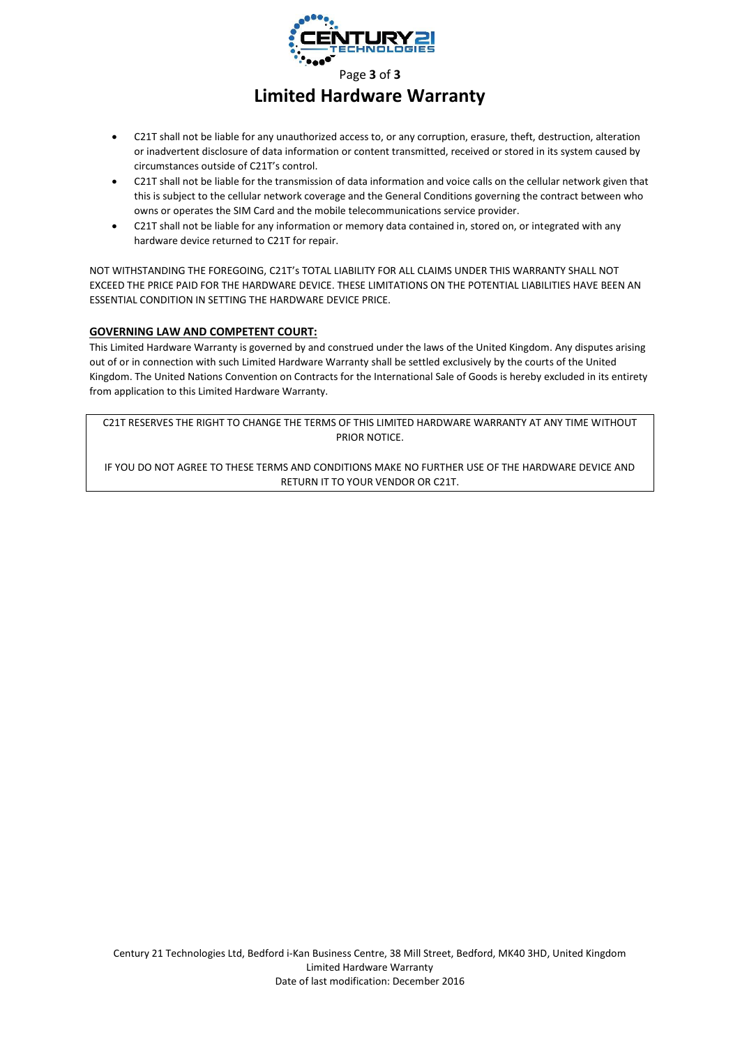- C21T shall not be liable for any unauthorized access to, or any corruption, erasure, theft, destruction, alteration or inadvertent disclosure of data information or content transmitted, received or stored in its system caused by circumstances outside of C21T's control.
- C21T shall not be liable for the transmission of data information and voice calls on the cellular network given that this is subject to the cellular network coverage and the General Conditions governing the contract between who owns or operates the SIM Card and the mobile telecommunications service provider.
- C21T shall not be liable for any information or memory data contained in, stored on, or integrated with any hardware device returned to C21T for repair.

NOT WITHSTANDING THE FOREGOING, C21T's TOTAL LIABILITY FOR ALL CLAIMS UNDER THIS WARRANTY SHALL NOT EXCEED THE PRICE PAID FOR THE HARDWARE DEVICE. THESE LIMITATIONS ON THE POTENTIAL LIABILITIES HAVE BEEN AN ESSENTIAL CONDITION IN SETTING THE HARDWARE DEVICE PRICE.

**GOVERNING LAW AND COMPETENT COURT:**

This Limited Hardware Warranty is governed by and construed under the laws of the United Kingdom. Any disputes arising out of or in connection with such Limited Hardware Warranty shall be settled exclusively by the courts of the United Kingdom. The United Nations Convention on Contracts for the International Sale of Goods is hereby excluded in its entirety from application to this Limited Hardware Warranty.

C21T RESERVES THE RIGHT TO CHANGE THE TERMS OF THIS LIMITED HARDWARE WARRANTY AT ANY TIME WITHOUT PRIOR NOTICE.

IF YOU DO NOT AGREE TO THESE TERMS AND CONDITIONS MAKE NO FURTHER USE OF THE HARDWARE DEVICE AND RETURN IT TO YOUR VENDOR OR C21T.